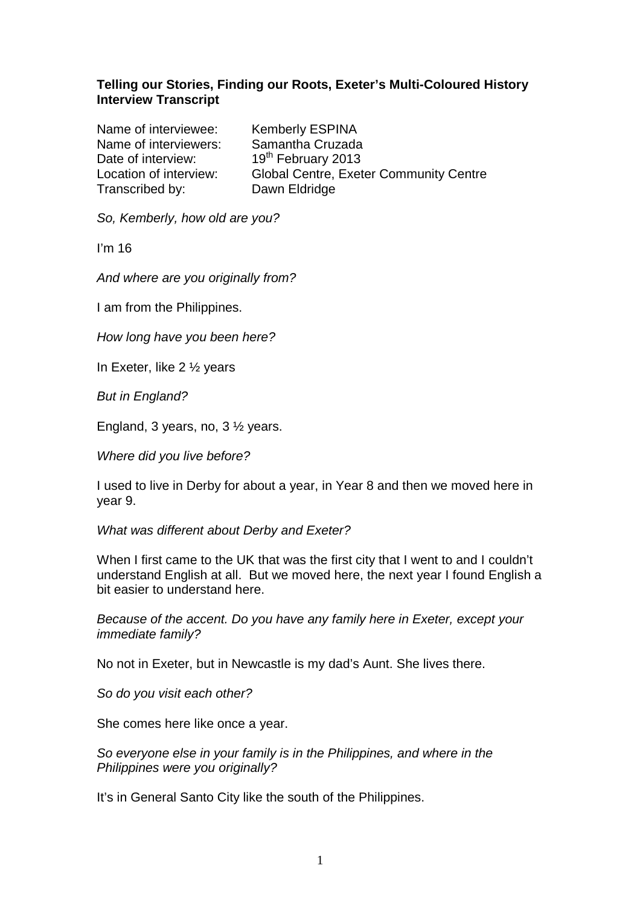**Telling our Stories, Finding our Roots, Exeter's Multi-Coloured History Interview Transcript**

Name of interviewee: Kemberly ESPINA
Name of interviewers: Samantha Cruzada
Date of interview: 19th February 2013
Location of interview: Global Centre, Exeter Community Centre
Transcribed by: Dawn Eldridge

*So, Kemberly, how old are you?*

I'm 16

*And where are you originally from?*

I am from the Philippines.

*How long have you been here?*

In Exeter, like 2 ½ years

*But in England?*

England, 3 years, no, 3 ½ years.

*Where did you live before?*

I used to live in Derby for about a year, in Year 8 and then we moved here in year 9.

*What was different about Derby and Exeter?*

When I first came to the UK that was the first city that I went to and I couldn't understand English at all. But we moved here, the next year I found English a bit easier to understand here.

*Because of the accent. Do you have any family here in Exeter, except your immediate family?*

No not in Exeter, but in Newcastle is my dad's Aunt. She lives there.

*So do you visit each other?*

She comes here like once a year.

*So everyone else in your family is in the Philippines, and where in the Philippines were you originally?*

It's in General Santo City like the south of the Philippines.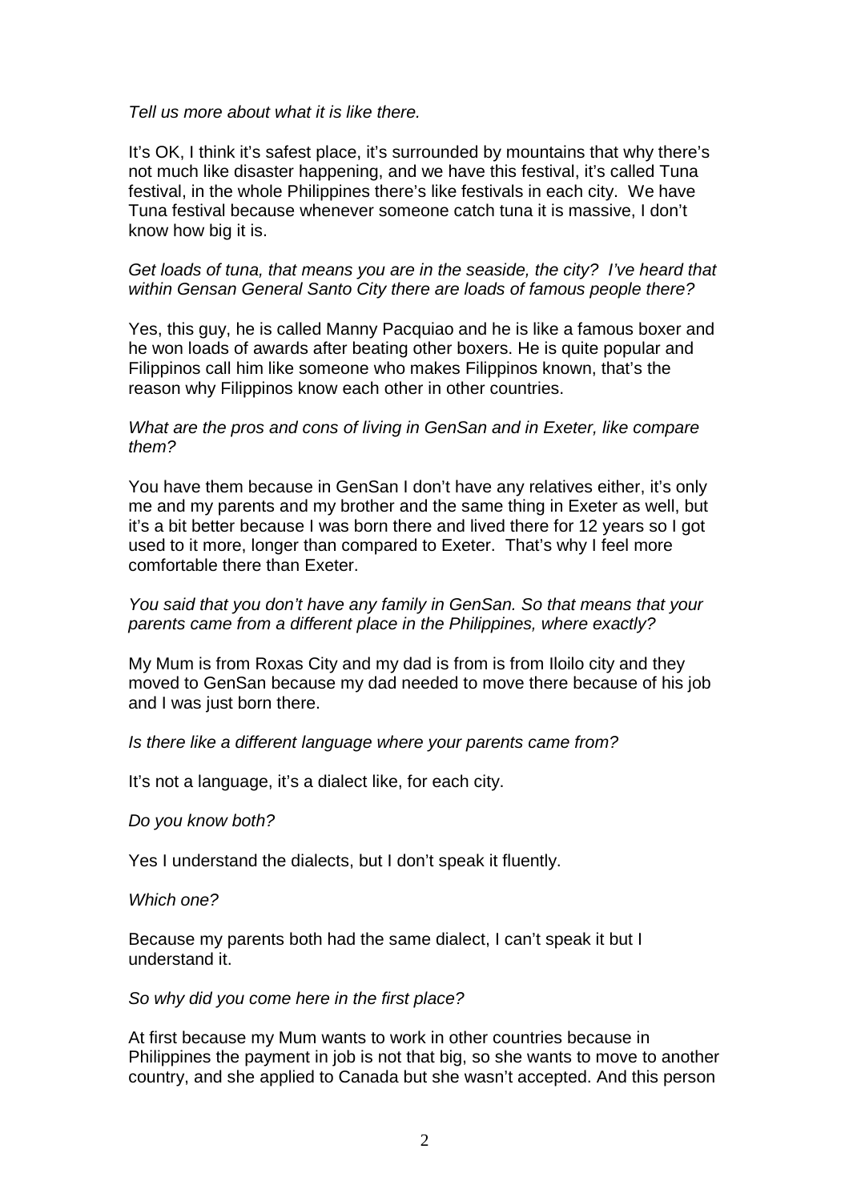*Tell us more about what it is like there.*

It's OK, I think it's safest place, it's surrounded by mountains that why there's not much like disaster happening, and we have this festival, it's called Tuna festival, in the whole Philippines there's like festivals in each city. We have Tuna festival because whenever someone catch tuna it is massive, I don't know how big it is.

*Get loads of tuna, that means you are in the seaside, the city? I've heard that within Gensan General Santo City there are loads of famous people there?*

Yes, this guy, he is called Manny Pacquiao and he is like a famous boxer and he won loads of awards after beating other boxers. He is quite popular and Filippinos call him like someone who makes Filippinos known, that's the reason why Filippinos know each other in other countries.

*What are the pros and cons of living in GenSan and in Exeter, like compare them?*

You have them because in GenSan I don't have any relatives either, it's only me and my parents and my brother and the same thing in Exeter as well, but it's a bit better because I was born there and lived there for 12 years so I got used to it more, longer than compared to Exeter. That's why I feel more comfortable there than Exeter.

*You said that you don't have any family in GenSan. So that means that your parents came from a different place in the Philippines, where exactly?*

My Mum is from Roxas City and my dad is from is from Iloilo city and they moved to GenSan because my dad needed to move there because of his job and I was just born there.

*Is there like a different language where your parents came from?*

It's not a language, it's a dialect like, for each city.

*Do you know both?*

Yes I understand the dialects, but I don't speak it fluently.

*Which one?*

Because my parents both had the same dialect, I can't speak it but I understand it.

*So why did you come here in the first place?*

At first because my Mum wants to work in other countries because in Philippines the payment in job is not that big, so she wants to move to another country, and she applied to Canada but she wasn't accepted. And this person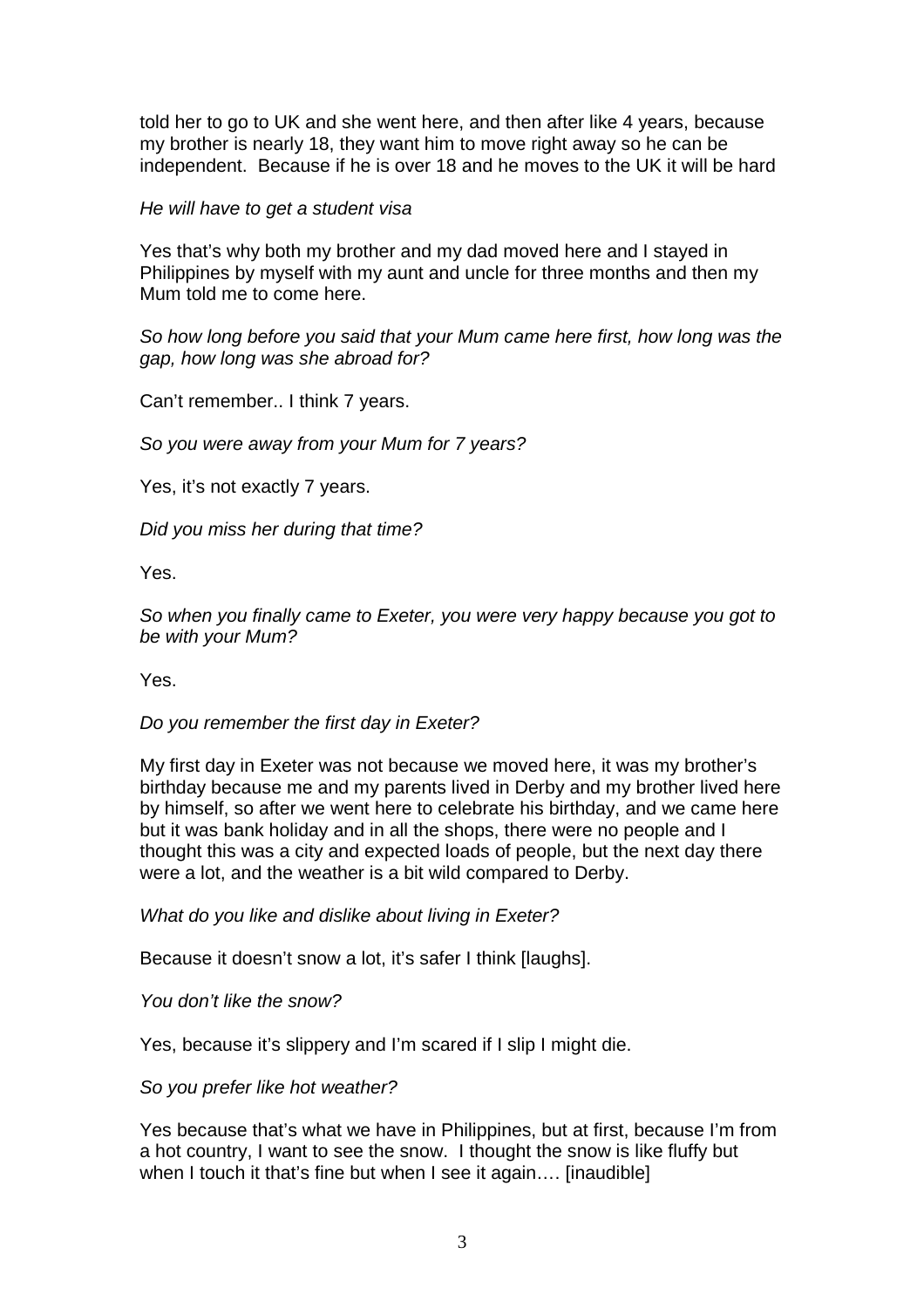told her to go to UK and she went here, and then after like 4 years, because my brother is nearly 18, they want him to move right away so he can be independent. Because if he is over 18 and he moves to the UK it will be hard

*He will have to get a student visa*

Yes that's why both my brother and my dad moved here and I stayed in Philippines by myself with my aunt and uncle for three months and then my Mum told me to come here.

*So how long before you said that your Mum came here first, how long was the gap, how long was she abroad for?*

Can't remember.. I think 7 years.

*So you were away from your Mum for 7 years?*

Yes, it's not exactly 7 years.

*Did you miss her during that time?*

Yes.

*So when you finally came to Exeter, you were very happy because you got to be with your Mum?*

Yes.

*Do you remember the first day in Exeter?*

My first day in Exeter was not because we moved here, it was my brother's birthday because me and my parents lived in Derby and my brother lived here by himself, so after we went here to celebrate his birthday, and we came here but it was bank holiday and in all the shops, there were no people and I thought this was a city and expected loads of people, but the next day there were a lot, and the weather is a bit wild compared to Derby.

*What do you like and dislike about living in Exeter?*

Because it doesn't snow a lot, it's safer I think [laughs].

*You don't like the snow?*

Yes, because it's slippery and I'm scared if I slip I might die.

*So you prefer like hot weather?*

Yes because that's what we have in Philippines, but at first, because I'm from a hot country, I want to see the snow. I thought the snow is like fluffy but when I touch it that's fine but when I see it again…. [inaudible]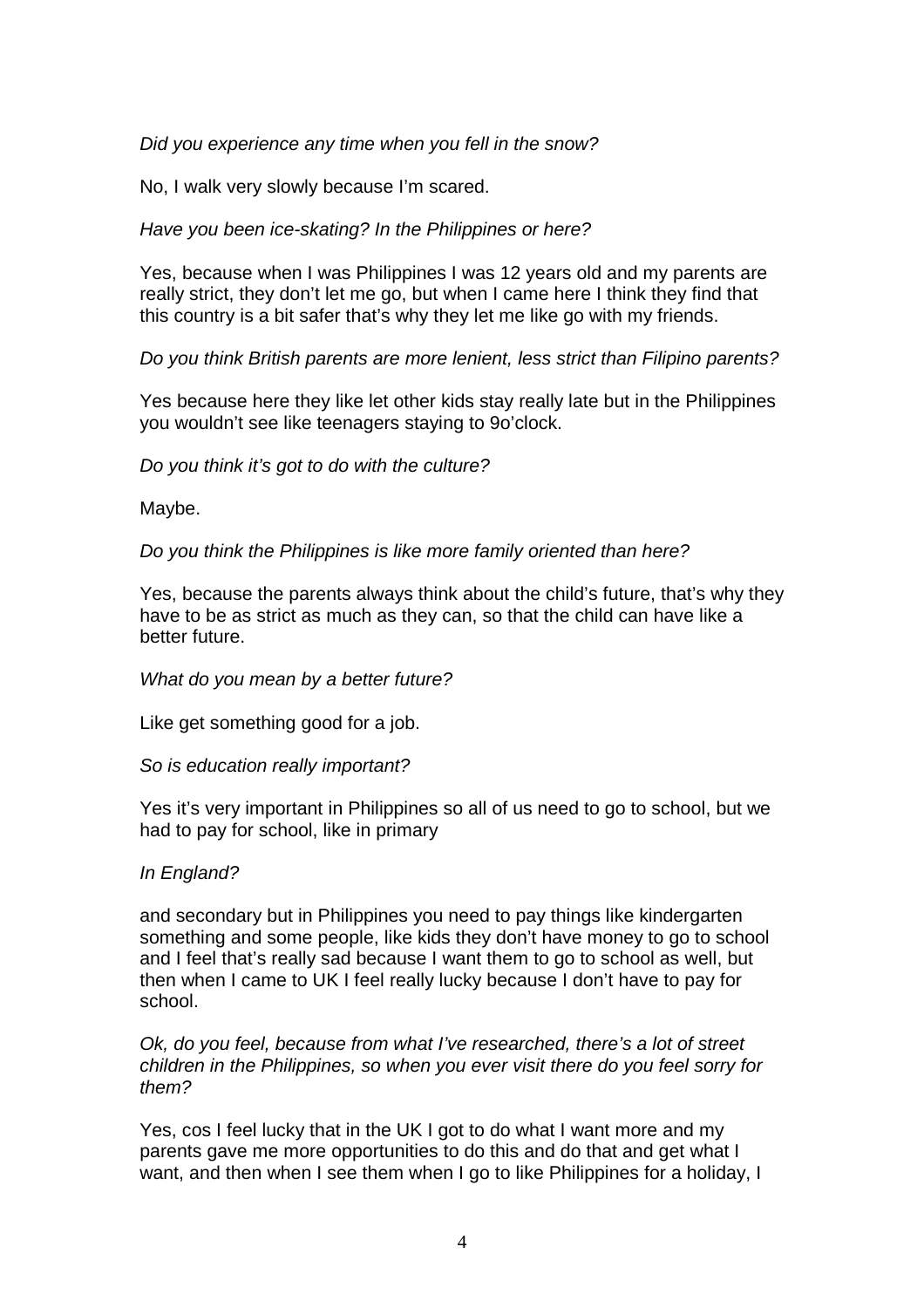*Did you experience any time when you fell in the snow?*

No, I walk very slowly because I'm scared.

*Have you been ice-skating? In the Philippines or here?*

Yes, because when I was Philippines I was 12 years old and my parents are really strict, they don't let me go, but when I came here I think they find that this country is a bit safer that's why they let me like go with my friends.

*Do you think British parents are more lenient, less strict than Filipino parents?*

Yes because here they like let other kids stay really late but in the Philippines you wouldn't see like teenagers staying to 9o'clock.

*Do you think it's got to do with the culture?*

Maybe.

*Do you think the Philippines is like more family oriented than here?*

Yes, because the parents always think about the child's future, that's why they have to be as strict as much as they can, so that the child can have like a better future.

*What do you mean by a better future?*

Like get something good for a job.

*So is education really important?*

Yes it's very important in Philippines so all of us need to go to school, but we had to pay for school, like in primary

*In England?*

and secondary but in Philippines you need to pay things like kindergarten something and some people, like kids they don't have money to go to school and I feel that's really sad because I want them to go to school as well, but then when I came to UK I feel really lucky because I don't have to pay for school.

*Ok, do you feel, because from what I've researched, there's a lot of street children in the Philippines, so when you ever visit there do you feel sorry for them?*

Yes, cos I feel lucky that in the UK I got to do what I want more and my parents gave me more opportunities to do this and do that and get what I want, and then when I see them when I go to like Philippines for a holiday, I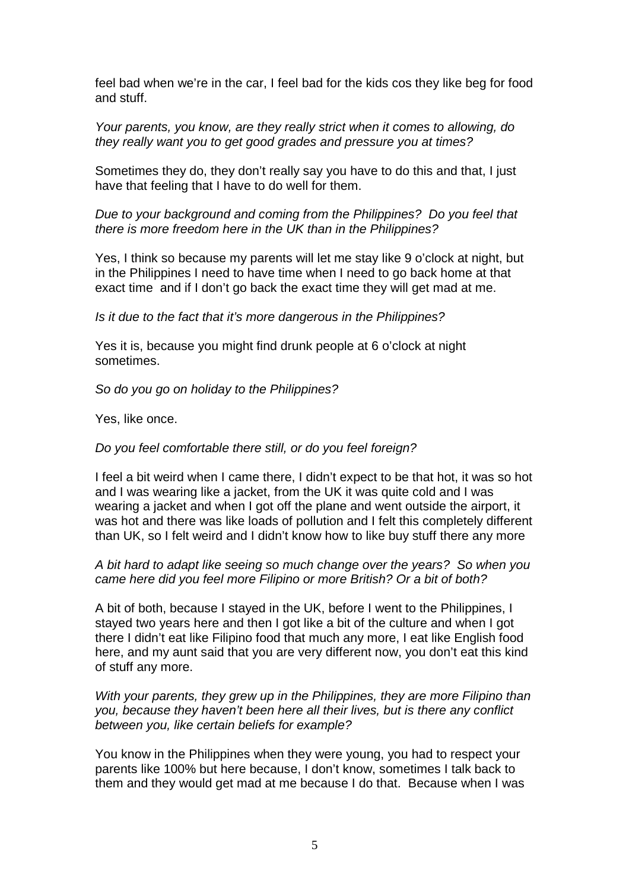feel bad when we're in the car, I feel bad for the kids cos they like beg for food and stuff.

*Your parents, you know, are they really strict when it comes to allowing, do they really want you to get good grades and pressure you at times?*

Sometimes they do, they don't really say you have to do this and that, I just have that feeling that I have to do well for them.

*Due to your background and coming from the Philippines? Do you feel that there is more freedom here in the UK than in the Philippines?*

Yes, I think so because my parents will let me stay like 9 o'clock at night, but in the Philippines I need to have time when I need to go back home at that exact time and if I don't go back the exact time they will get mad at me.

*Is it due to the fact that it's more dangerous in the Philippines?*

Yes it is, because you might find drunk people at 6 o'clock at night sometimes.

*So do you go on holiday to the Philippines?*

Yes, like once.

*Do you feel comfortable there still, or do you feel foreign?*

I feel a bit weird when I came there, I didn't expect to be that hot, it was so hot and I was wearing like a jacket, from the UK it was quite cold and I was wearing a jacket and when I got off the plane and went outside the airport, it was hot and there was like loads of pollution and I felt this completely different than UK, so I felt weird and I didn't know how to like buy stuff there any more

*A bit hard to adapt like seeing so much change over the years? So when you came here did you feel more Filipino or more British? Or a bit of both?*

A bit of both, because I stayed in the UK, before I went to the Philippines, I stayed two years here and then I got like a bit of the culture and when I got there I didn't eat like Filipino food that much any more, I eat like English food here, and my aunt said that you are very different now, you don't eat this kind of stuff any more.

*With your parents, they grew up in the Philippines, they are more Filipino than you, because they haven't been here all their lives, but is there any conflict between you, like certain beliefs for example?*

You know in the Philippines when they were young, you had to respect your parents like 100% but here because, I don't know, sometimes I talk back to them and they would get mad at me because I do that. Because when I was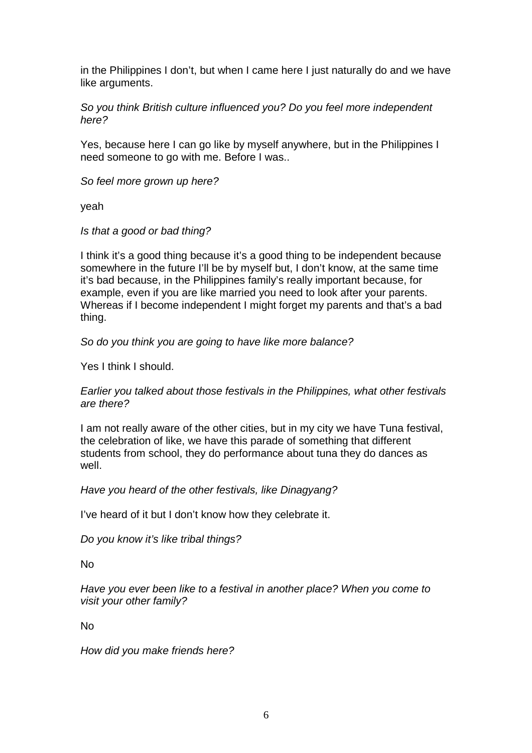in the Philippines I don't, but when I came here I just naturally do and we have like arguments.

*So you think British culture influenced you? Do you feel more independent here?*

Yes, because here I can go like by myself anywhere, but in the Philippines I need someone to go with me. Before I was..

*So feel more grown up here?*

yeah

*Is that a good or bad thing?*

I think it's a good thing because it's a good thing to be independent because somewhere in the future I'll be by myself but, I don't know, at the same time it's bad because, in the Philippines family's really important because, for example, even if you are like married you need to look after your parents. Whereas if I become independent I might forget my parents and that's a bad thing.

*So do you think you are going to have like more balance?*

Yes I think I should.

*Earlier you talked about those festivals in the Philippines, what other festivals are there?*

I am not really aware of the other cities, but in my city we have Tuna festival, the celebration of like, we have this parade of something that different students from school, they do performance about tuna they do dances as well.

*Have you heard of the other festivals, like Dinagyang?*

I've heard of it but I don't know how they celebrate it.

*Do you know it's like tribal things?*

No

*Have you ever been like to a festival in another place? When you come to visit your other family?*

No

*How did you make friends here?*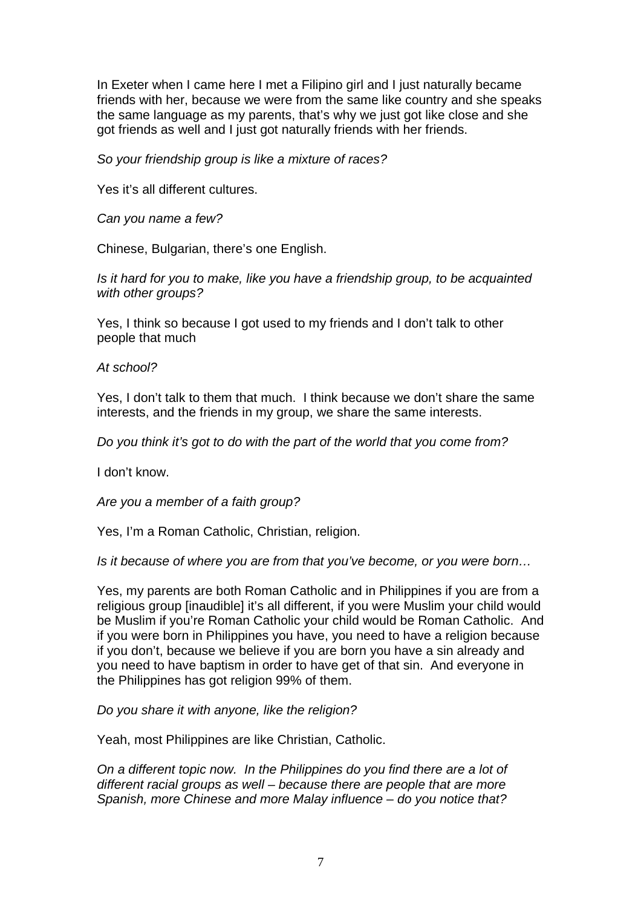In Exeter when I came here I met a Filipino girl and I just naturally became friends with her, because we were from the same like country and she speaks the same language as my parents, that's why we just got like close and she got friends as well and I just got naturally friends with her friends.

*So your friendship group is like a mixture of races?*

Yes it's all different cultures.

*Can you name a few?*

Chinese, Bulgarian, there's one English.

*Is it hard for you to make, like you have a friendship group, to be acquainted with other groups?*

Yes, I think so because I got used to my friends and I don't talk to other people that much

*At school?*

Yes, I don't talk to them that much. I think because we don't share the same interests, and the friends in my group, we share the same interests.

*Do you think it's got to do with the part of the world that you come from?*

I don't know.

*Are you a member of a faith group?*

Yes, I'm a Roman Catholic, Christian, religion.

*Is it because of where you are from that you've become, or you were born…*

Yes, my parents are both Roman Catholic and in Philippines if you are from a religious group [inaudible] it's all different, if you were Muslim your child would be Muslim if you're Roman Catholic your child would be Roman Catholic. And if you were born in Philippines you have, you need to have a religion because if you don't, because we believe if you are born you have a sin already and you need to have baptism in order to have get of that sin. And everyone in the Philippines has got religion 99% of them.

*Do you share it with anyone, like the religion?*

Yeah, most Philippines are like Christian, Catholic.

*On a different topic now. In the Philippines do you find there are a lot of different racial groups as well – because there are people that are more Spanish, more Chinese and more Malay influence – do you notice that?*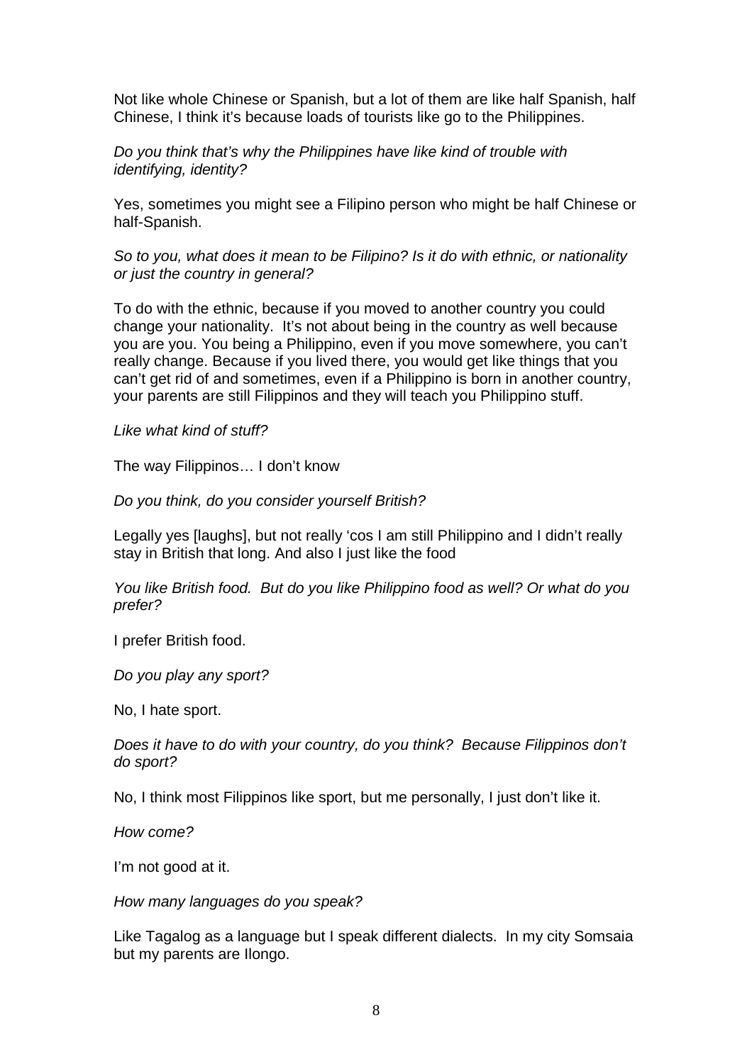Not like whole Chinese or Spanish, but a lot of them are like half Spanish, half Chinese, I think it's because loads of tourists like go to the Philippines.

*Do you think that's why the Philippines have like kind of trouble with identifying, identity?*

Yes, sometimes you might see a Filipino person who might be half Chinese or half-Spanish.

*So to you, what does it mean to be Filipino? Is it do with ethnic, or nationality or just the country in general?*

To do with the ethnic, because if you moved to another country you could change your nationality. It's not about being in the country as well because you are you. You being a Philippino, even if you move somewhere, you can't really change. Because if you lived there, you would get like things that you can't get rid of and sometimes, even if a Philippino is born in another country, your parents are still Filippinos and they will teach you Philippino stuff.

*Like what kind of stuff?*

The way Filippinos… I don't know

*Do you think, do you consider yourself British?*

Legally yes [laughs], but not really 'cos I am still Philippino and I didn't really stay in British that long. And also I just like the food

*You like British food. But do you like Philippino food as well? Or what do you prefer?*

I prefer British food.

*Do you play any sport?*

No, I hate sport.

*Does it have to do with your country, do you think? Because Filippinos don't do sport?*

No, I think most Filippinos like sport, but me personally, I just don't like it.

*How come?*

I'm not good at it.

*How many languages do you speak?*

Like Tagalog as a language but I speak different dialects. In my city Somsaia but my parents are Ilongo.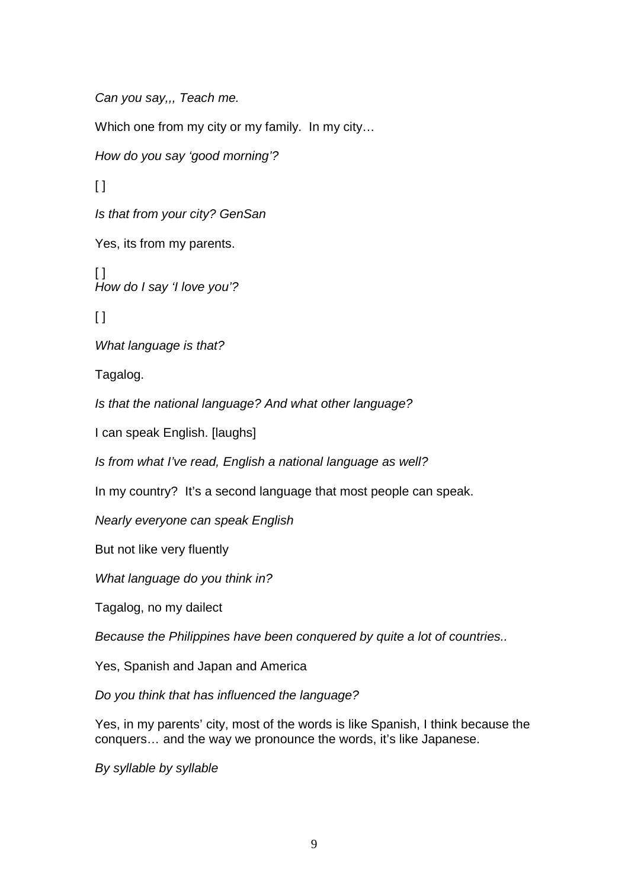*Can you say,,, Teach me.*

Which one from my city or my family.  In my city…

*How do you say 'good morning'?*

[ ]

*Is that from your city? GenSan*

Yes, its from my parents.

[ ]
*How do I say 'I love you'?*

[ ]

*What language is that?*

Tagalog.

*Is that the national language? And what other language?*

I can speak English. [laughs]

*Is from what I've read, English a national language as well?*

In my country?  It's a second language that most people can speak.

*Nearly everyone can speak English*

But not like very fluently

*What language do you think in?*

Tagalog, no my dailect

*Because the Philippines have been conquered by quite a lot of countries..*

Yes, Spanish and Japan and America

*Do you think that has influenced the language?*

Yes, in my parents' city, most of the words is like Spanish, I think because the conquers… and the way we pronounce the words, it's like Japanese.

*By syllable by syllable*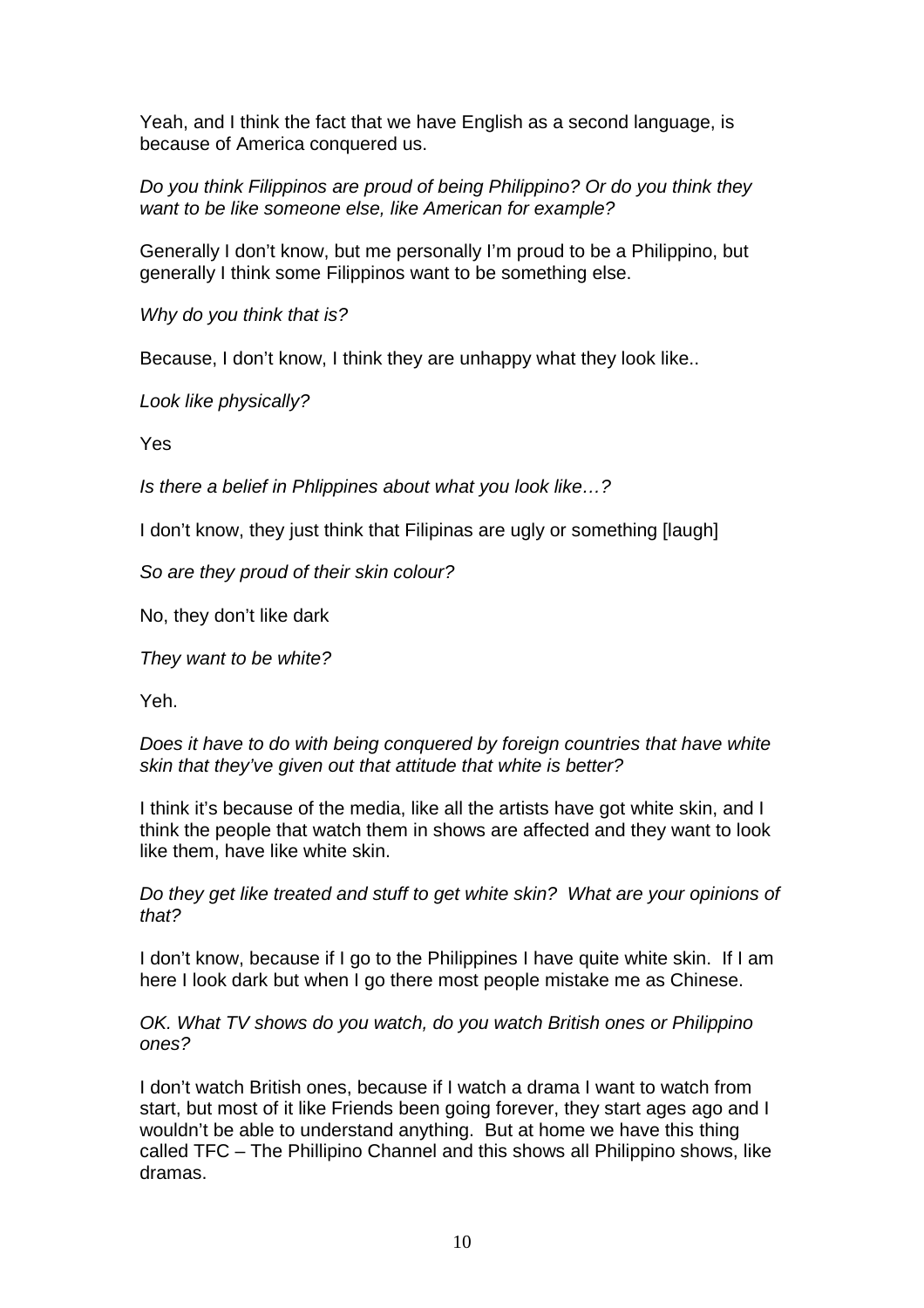Yeah, and I think the fact that we have English as a second language, is because of America conquered us.

*Do you think Filippinos are proud of being Philippino? Or do you think they want to be like someone else, like American for example?*

Generally I don't know, but me personally I'm proud to be a Philippino, but generally I think some Filippinos want to be something else.

*Why do you think that is?*

Because, I don't know, I think they are unhappy what they look like..

*Look like physically?*

Yes

*Is there a belief in Phlippines about what you look like…?*

I don't know, they just think that Filipinas are ugly or something [laugh]

*So are they proud of their skin colour?*

No, they don't like dark

*They want to be white?*

Yeh.

*Does it have to do with being conquered by foreign countries that have white skin that they've given out that attitude that white is better?*

I think it's because of the media, like all the artists have got white skin, and I think the people that watch them in shows are affected and they want to look like them, have like white skin.

*Do they get like treated and stuff to get white skin? What are your opinions of that?*

I don't know, because if I go to the Philippines I have quite white skin. If I am here I look dark but when I go there most people mistake me as Chinese.

*OK. What TV shows do you watch, do you watch British ones or Philippino ones?*

I don't watch British ones, because if I watch a drama I want to watch from start, but most of it like Friends been going forever, they start ages ago and I wouldn't be able to understand anything. But at home we have this thing called TFC – The Phillipino Channel and this shows all Philippino shows, like dramas.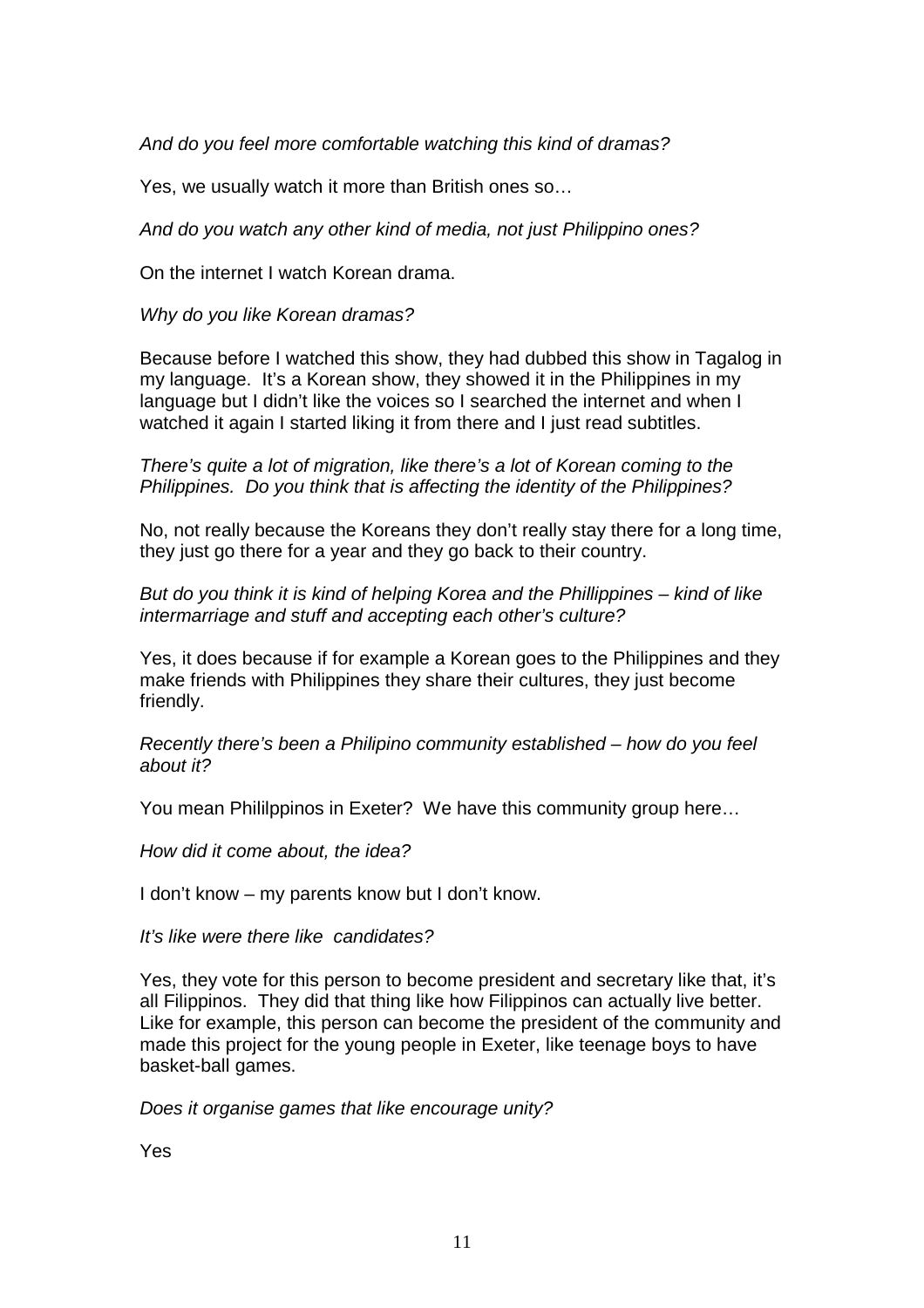*And do you feel more comfortable watching this kind of dramas?*

Yes, we usually watch it more than British ones so…

*And do you watch any other kind of media, not just Philippino ones?*

On the internet I watch Korean drama.

*Why do you like Korean dramas?*

Because before I watched this show, they had dubbed this show in Tagalog in my language. It's a Korean show, they showed it in the Philippines in my language but I didn't like the voices so I searched the internet and when I watched it again I started liking it from there and I just read subtitles.

*There's quite a lot of migration, like there's a lot of Korean coming to the Philippines. Do you think that is affecting the identity of the Philippines?*

No, not really because the Koreans they don't really stay there for a long time, they just go there for a year and they go back to their country.

*But do you think it is kind of helping Korea and the Phillippines – kind of like intermarriage and stuff and accepting each other's culture?*

Yes, it does because if for example a Korean goes to the Philippines and they make friends with Philippines they share their cultures, they just become friendly.

*Recently there's been a Philipino community established – how do you feel about it?*

You mean Phililppinos in Exeter? We have this community group here…

*How did it come about, the idea?*

I don't know – my parents know but I don't know.

*It's like were there like candidates?*

Yes, they vote for this person to become president and secretary like that, it's all Filippinos. They did that thing like how Filippinos can actually live better. Like for example, this person can become the president of the community and made this project for the young people in Exeter, like teenage boys to have basket-ball games.

*Does it organise games that like encourage unity?*

Yes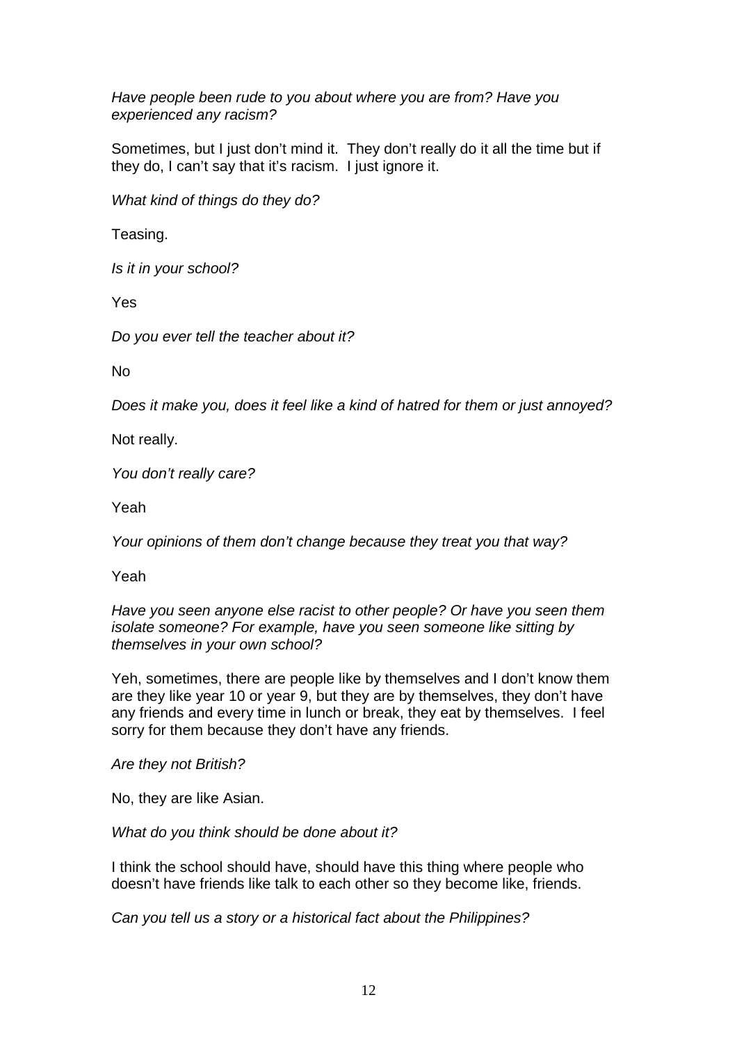*Have people been rude to you about where you are from? Have you experienced any racism?*

Sometimes, but I just don't mind it. They don't really do it all the time but if they do, I can't say that it's racism. I just ignore it.

*What kind of things do they do?*

Teasing.

*Is it in your school?*

Yes

*Do you ever tell the teacher about it?*

No

*Does it make you, does it feel like a kind of hatred for them or just annoyed?*

Not really.

*You don't really care?*

Yeah

*Your opinions of them don't change because they treat you that way?*

Yeah

*Have you seen anyone else racist to other people? Or have you seen them isolate someone? For example, have you seen someone like sitting by themselves in your own school?*

Yeh, sometimes, there are people like by themselves and I don't know them are they like year 10 or year 9, but they are by themselves, they don't have any friends and every time in lunch or break, they eat by themselves. I feel sorry for them because they don't have any friends.

*Are they not British?*

No, they are like Asian.

*What do you think should be done about it?*

I think the school should have, should have this thing where people who doesn't have friends like talk to each other so they become like, friends.

*Can you tell us a story or a historical fact about the Philippines?*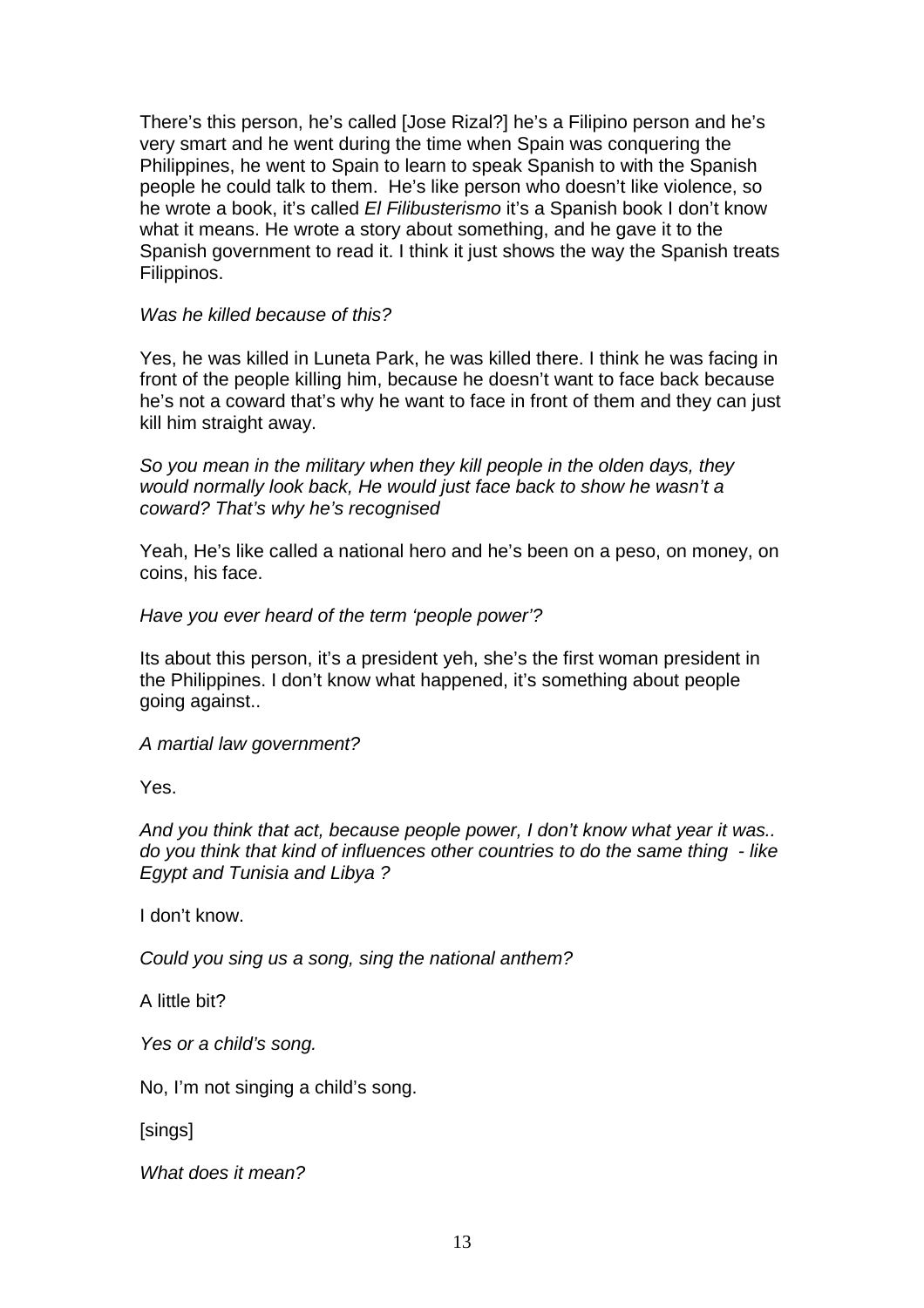There's this person, he's called [Jose Rizal?] he's a Filipino person and he's very smart and he went during the time when Spain was conquering the Philippines, he went to Spain to learn to speak Spanish to with the Spanish people he could talk to them. He's like person who doesn't like violence, so he wrote a book, it's called *El Filibusterismo* it's a Spanish book I don't know what it means. He wrote a story about something, and he gave it to the Spanish government to read it. I think it just shows the way the Spanish treats Filippinos.

*Was he killed because of this?*

Yes, he was killed in Luneta Park, he was killed there. I think he was facing in front of the people killing him, because he doesn't want to face back because he's not a coward that's why he want to face in front of them and they can just kill him straight away.

*So you mean in the military when they kill people in the olden days, they would normally look back, He would just face back to show he wasn't a coward? That's why he's recognised*

Yeah, He's like called a national hero and he's been on a peso, on money, on coins, his face.

*Have you ever heard of the term 'people power'?*

Its about this person, it's a president yeh, she's the first woman president in the Philippines. I don't know what happened, it's something about people going against..

*A martial law government?*

Yes.

*And you think that act, because people power, I don't know what year it was.. do you think that kind of influences other countries to do the same thing - like Egypt and Tunisia and Libya ?*

I don't know.

*Could you sing us a song, sing the national anthem?*

A little bit?

*Yes or a child's song.*

No, I'm not singing a child's song.

[sings]

*What does it mean?*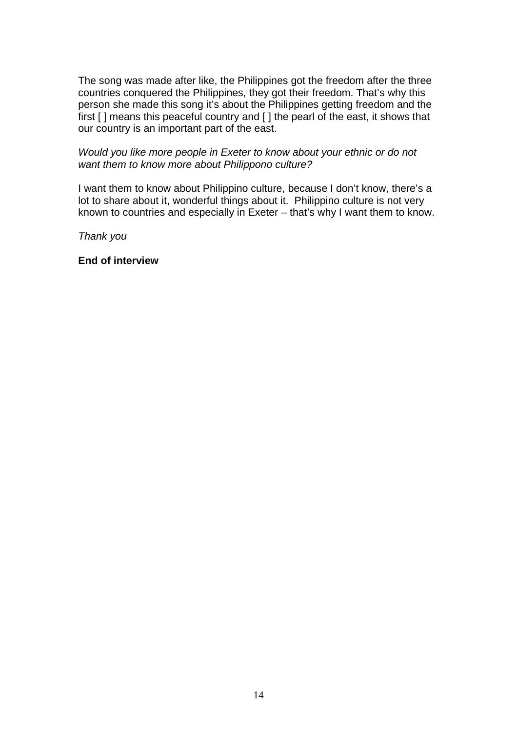The song was made after like, the Philippines got the freedom after the three countries conquered the Philippines, they got their freedom. That's why this person she made this song it's about the Philippines getting freedom and the first [ ] means this peaceful country and [ ] the pearl of the east, it shows that our country is an important part of the east.

*Would you like more people in Exeter to know about your ethnic or do not want them to know more about Philippono culture?*

I want them to know about Philippino culture, because I don't know, there's a lot to share about it, wonderful things about it. Philippino culture is not very known to countries and especially in Exeter – that's why I want them to know.

*Thank you*

**End of interview**